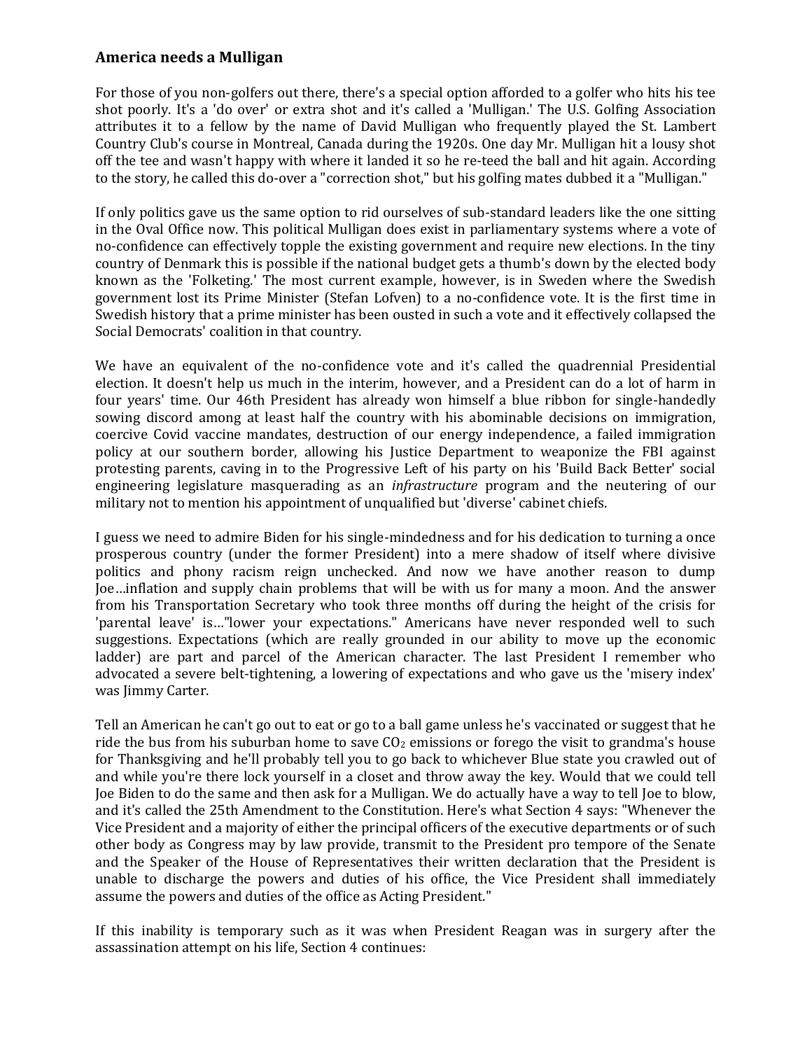## America needs a Mulligan

For those of you non-golfers out there, there's a special option afforded to a golfer who hits his tee shot poorly. It's a 'do over' or extra shot and it's called a 'Mulligan.' The U.S. Golfing Association attributes it to a fellow by the name of David Mulligan who frequently played the St. Lambert Country Club's course in Montreal, Canada during the 1920s. One day Mr. Mulligan hit a lousy shot off the tee and wasn't happy with where it landed it so he re-teed the ball and hit again. According to the story, he called this do-over a "correction shot," but his golfing mates dubbed it a "Mulligan."

If only politics gave us the same option to rid ourselves of sub-standard leaders like the one sitting in the Oval Office now. This political Mulligan does exist in parliamentary systems where a vote of no-confidence can effectively topple the existing government and require new elections. In the tiny country of Denmark this is possible if the national budget gets a thumb's down by the elected body known as the 'Folketing.' The most current example, however, is in Sweden where the Swedish government lost its Prime Minister (Stefan Lofven) to a no-confidence vote. It is the first time in Swedish history that a prime minister has been ousted in such a vote and it effectively collapsed the Social Democrats' coalition in that country.

We have an equivalent of the no-confidence vote and it's called the quadrennial Presidential election. It doesn't help us much in the interim, however, and a President can do a lot of harm in four years' time. Our 46th President has already won himself a blue ribbon for single-handedly sowing discord among at least half the country with his abominable decisions on immigration, coercive Covid vaccine mandates, destruction of our energy independence, a failed immigration policy at our southern border, allowing his Justice Department to weaponize the FBI against protesting parents, caving in to the Progressive Left of his party on his 'Build Back Better' social engineering legislature masquerading as an *infrastructure* program and the neutering of our military not to mention his appointment of unqualified but 'diverse' cabinet chiefs.

I guess we need to admire Biden for his single-mindedness and for his dedication to turning a once prosperous country (under the former President) into a mere shadow of itself where divisive politics and phony racism reign unchecked. And now we have another reason to dump Joe…inflation and supply chain problems that will be with us for many a moon. And the answer from his Transportation Secretary who took three months off during the height of the crisis for 'parental leave' is…"lower your expectations." Americans have never responded well to such suggestions. Expectations (which are really grounded in our ability to move up the economic ladder) are part and parcel of the American character. The last President I remember who advocated a severe belt-tightening, a lowering of expectations and who gave us the 'misery index' was Jimmy Carter.

Tell an American he can't go out to eat or go to a ball game unless he's vaccinated or suggest that he ride the bus from his suburban home to save $CO_2$ emissions or forego the visit to grandma's house for Thanksgiving and he'll probably tell you to go back to whichever Blue state you crawled out of and while you're there lock yourself in a closet and throw away the key. Would that we could tell Joe Biden to do the same and then ask for a Mulligan. We do actually have a way to tell Joe to blow, and it's called the 25th Amendment to the Constitution. Here's what Section 4 says: "Whenever the Vice President and a majority of either the principal officers of the executive departments or of such other body as Congress may by law provide, transmit to the President pro tempore of the Senate and the Speaker of the House of Representatives their written declaration that the President is unable to discharge the powers and duties of his office, the Vice President shall immediately assume the powers and duties of the office as Acting President."

If this inability is temporary such as it was when President Reagan was in surgery after the assassination attempt on his life, Section 4 continues: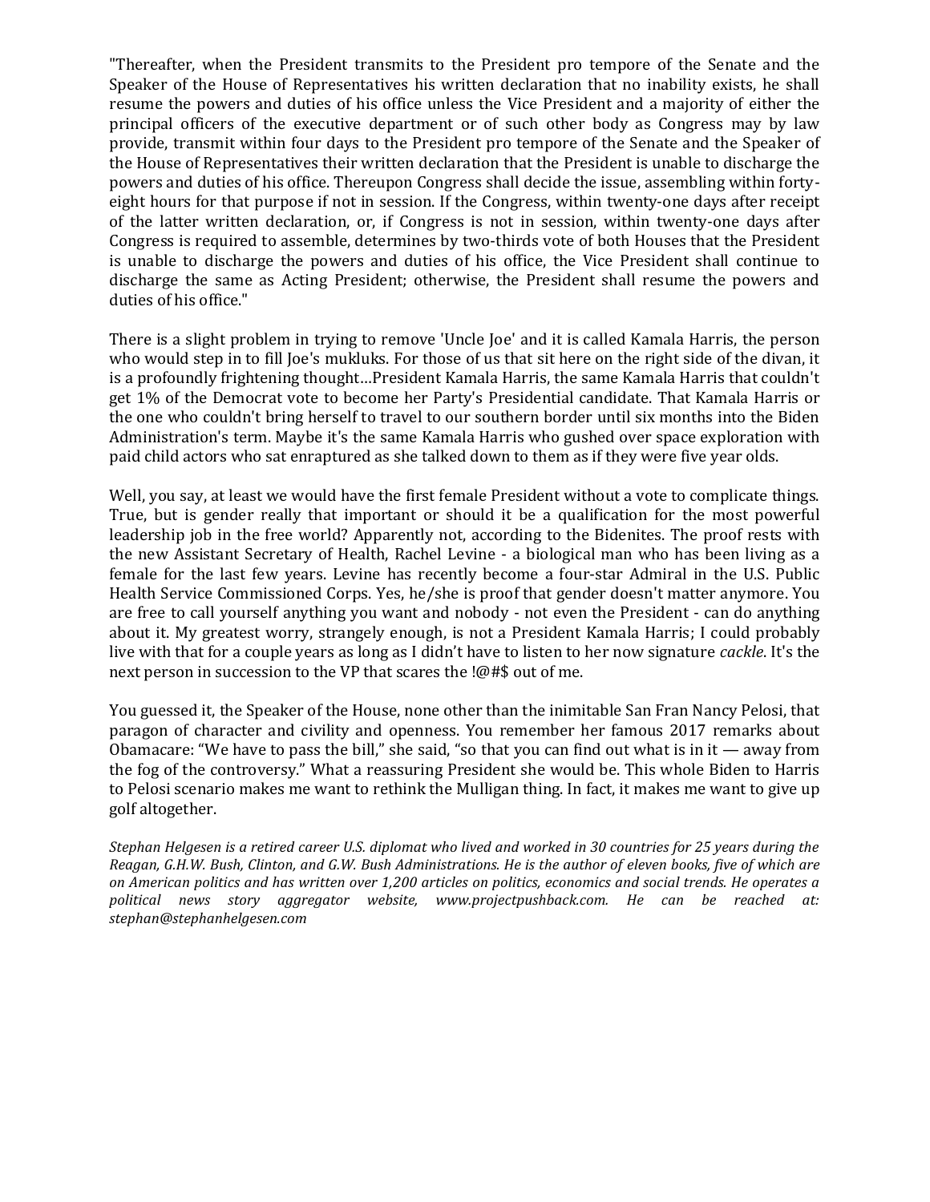"Thereafter, when the President transmits to the President pro tempore of the Senate and the Speaker of the House of Representatives his written declaration that no inability exists, he shall resume the powers and duties of his office unless the Vice President and a majority of either the principal officers of the executive department or of such other body as Congress may by law provide, transmit within four days to the President pro tempore of the Senate and the Speaker of the House of Representatives their written declaration that the President is unable to discharge the powers and duties of his office. Thereupon Congress shall decide the issue, assembling within forty-eight hours for that purpose if not in session. If the Congress, within twenty-one days after receipt of the latter written declaration, or, if Congress is not in session, within twenty-one days after Congress is required to assemble, determines by two-thirds vote of both Houses that the President is unable to discharge the powers and duties of his office, the Vice President shall continue to discharge the same as Acting President; otherwise, the President shall resume the powers and duties of his office."

There is a slight problem in trying to remove 'Uncle Joe' and it is called Kamala Harris, the person who would step in to fill Joe's mukluks. For those of us that sit here on the right side of the divan, it is a profoundly frightening thought…President Kamala Harris, the same Kamala Harris that couldn't get 1% of the Democrat vote to become her Party's Presidential candidate. That Kamala Harris or the one who couldn't bring herself to travel to our southern border until six months into the Biden Administration's term. Maybe it's the same Kamala Harris who gushed over space exploration with paid child actors who sat enraptured as she talked down to them as if they were five year olds.

Well, you say, at least we would have the first female President without a vote to complicate things. True, but is gender really that important or should it be a qualification for the most powerful leadership job in the free world? Apparently not, according to the Bidenites. The proof rests with the new Assistant Secretary of Health, Rachel Levine - a biological man who has been living as a female for the last few years. Levine has recently become a four-star Admiral in the U.S. Public Health Service Commissioned Corps. Yes, he/she is proof that gender doesn't matter anymore. You are free to call yourself anything you want and nobody - not even the President - can do anything about it. My greatest worry, strangely enough, is not a President Kamala Harris; I could probably live with that for a couple years as long as I didn't have to listen to her now signature *cackle*. It's the next person in succession to the VP that scares the !@#$ out of me.

You guessed it, the Speaker of the House, none other than the inimitable San Fran Nancy Pelosi, that paragon of character and civility and openness. You remember her famous 2017 remarks about Obamacare: "We have to pass the bill," she said, "so that you can find out what is in it — away from the fog of the controversy." What a reassuring President she would be. This whole Biden to Harris to Pelosi scenario makes me want to rethink the Mulligan thing. In fact, it makes me want to give up golf altogether.

*Stephan Helgesen is a retired career U.S. diplomat who lived and worked in 30 countries for 25 years during the Reagan, G.H.W. Bush, Clinton, and G.W. Bush Administrations. He is the author of eleven books, five of which are on American politics and has written over 1,200 articles on politics, economics and social trends. He operates a political news story aggregator website, www.projectpushback.com. He can be reached at: stephan@stephanhelgesen.com*